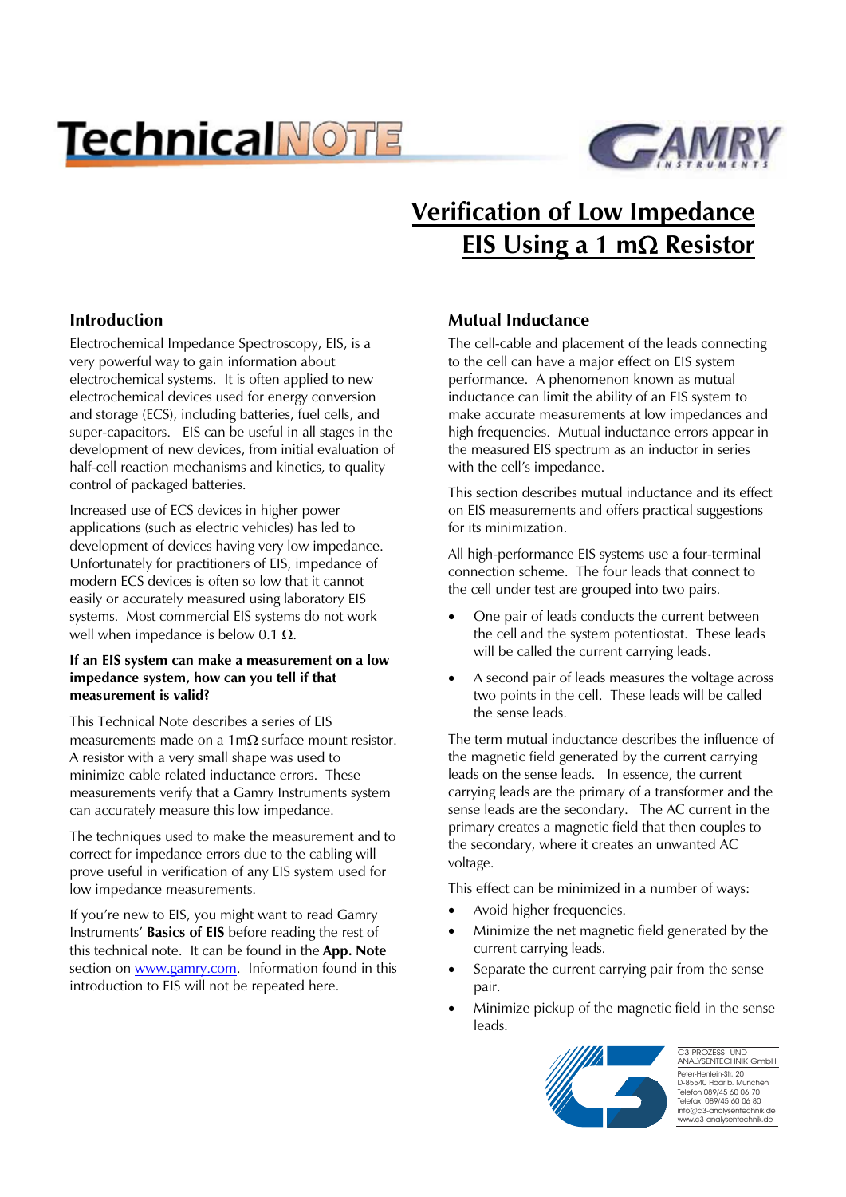# Verification of Low Impedance EIS Using a 1 mΩ Resistor

## Introduction

Electrochemical Impedance Spectroscopy, EIS, is a very powerful way to gain information about electrochemical systems. It is often applied to new electrochemical devices used for energy conversion and storage (ECS), including batteries, fuel cells, and super-capacitors. EIS can be useful in all stages in the development of new devices, from initial evaluation of half-cell reaction mechanisms and kinetics, to quality control of packaged batteries.

Increased use of ECS devices in higher power applications (such as electric vehicles) has led to development of devices having very low impedance. Unfortunately for practitioners of EIS, impedance of modern ECS devices is often so low that it cannot easily or accurately measured using laboratory EIS systems. Most commercial EIS systems do not work well when impedance is below 0.1 Ω.

**If an EIS system can make a measurement on a low impedance system, how can you tell if that measurement is valid?**

This Technical Note describes a series of EIS measurements made on a 1mΩ surface mount resistor. A resistor with a very small shape was used to minimize cable related inductance errors. These measurements verify that a Gamry Instruments system can accurately measure this low impedance.

The techniques used to make the measurement and to correct for impedance errors due to the cabling will prove useful in verification of any EIS system used for low impedance measurements.

If you're new to EIS, you might want to read Gamry Instruments' **Basics of EIS** before reading the rest of this technical note. It can be found in the **App. Note** section on www.gamry.com. Information found in this introduction to EIS will not be repeated here.

## Mutual Inductance

The cell-cable and placement of the leads connecting to the cell can have a major effect on EIS system performance. A phenomenon known as mutual inductance can limit the ability of an EIS system to make accurate measurements at low impedances and high frequencies. Mutual inductance errors appear in the measured EIS spectrum as an inductor in series with the cell's impedance.

This section describes mutual inductance and its effect on EIS measurements and offers practical suggestions for its minimization.

All high-performance EIS systems use a four-terminal connection scheme. The four leads that connect to the cell under test are grouped into two pairs.

- One pair of leads conducts the current between the cell and the system potentiostat. These leads will be called the current carrying leads.
- A second pair of leads measures the voltage across two points in the cell. These leads will be called the sense leads.

The term mutual inductance describes the influence of the magnetic field generated by the current carrying leads on the sense leads. In essence, the current carrying leads are the primary of a transformer and the sense leads are the secondary. The AC current in the primary creates a magnetic field that then couples to the secondary, where it creates an unwanted AC voltage.

This effect can be minimized in a number of ways:

- Avoid higher frequencies.
- Minimize the net magnetic field generated by the current carrying leads.
- Separate the current carrying pair from the sense pair.
- Minimize pickup of the magnetic field in the sense leads.

C3 PROZESS- UND ANALYSENTECHNIK GmbH
Peter-Henlein-Str. 20
D-85540 Haar b. München
Telefon 089/45 60 06 70
Telefax 089/45 60 06 80
info@c3-analysentechnik.de
www.c3-analysentechnik.de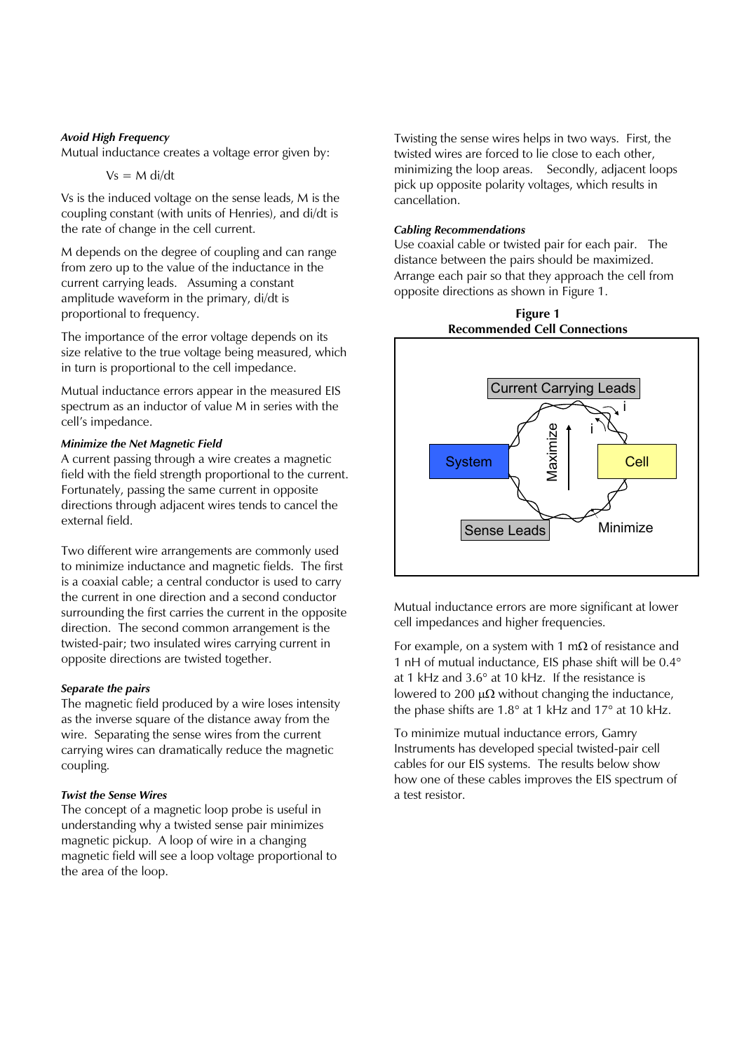***Avoid High Frequency***

Mutual inductance creates a voltage error given by:

$$V_s = M\, di/dt$$

Vs is the induced voltage on the sense leads, M is the coupling constant (with units of Henries), and di/dt is the rate of change in the cell current.

M depends on the degree of coupling and can range from zero up to the value of the inductance in the current carrying leads. Assuming a constant amplitude waveform in the primary, di/dt is proportional to frequency.

The importance of the error voltage depends on its size relative to the true voltage being measured, which in turn is proportional to the cell impedance.

Mutual inductance errors appear in the measured EIS spectrum as an inductor of value M in series with the cell's impedance.

***Minimize the Net Magnetic Field***

A current passing through a wire creates a magnetic field with the field strength proportional to the current. Fortunately, passing the same current in opposite directions through adjacent wires tends to cancel the external field.

Two different wire arrangements are commonly used to minimize inductance and magnetic fields. The first is a coaxial cable; a central conductor is used to carry the current in one direction and a second conductor surrounding the first carries the current in the opposite direction. The second common arrangement is the twisted-pair; two insulated wires carrying current in opposite directions are twisted together.

***Separate the pairs***

The magnetic field produced by a wire loses intensity as the inverse square of the distance away from the wire. Separating the sense wires from the current carrying wires can dramatically reduce the magnetic coupling.

***Twist the Sense Wires***

The concept of a magnetic loop probe is useful in understanding why a twisted sense pair minimizes magnetic pickup. A loop of wire in a changing magnetic field will see a loop voltage proportional to the area of the loop.

Twisting the sense wires helps in two ways. First, the twisted wires are forced to lie close to each other, minimizing the loop areas. Secondly, adjacent loops pick up opposite polarity voltages, which results in cancellation.

***Cabling Recommendations***

Use coaxial cable or twisted pair for each pair. The distance between the pairs should be maximized. Arrange each pair so that they approach the cell from opposite directions as shown in Figure 1.

**Figure 1**
**Recommended Cell Connections**

Current Carrying Leads

System

Cell

Maximize

Minimize

Sense Leads

i

i

Mutual inductance errors are more significant at lower cell impedances and higher frequencies.

For example, on a system with 1 mΩ of resistance and 1 nH of mutual inductance, EIS phase shift will be 0.4° at 1 kHz and 3.6° at 10 kHz. If the resistance is lowered to 200 μΩ without changing the inductance, the phase shifts are 1.8° at 1 kHz and 17° at 10 kHz.

To minimize mutual inductance errors, Gamry Instruments has developed special twisted-pair cell cables for our EIS systems. The results below show how one of these cables improves the EIS spectrum of a test resistor.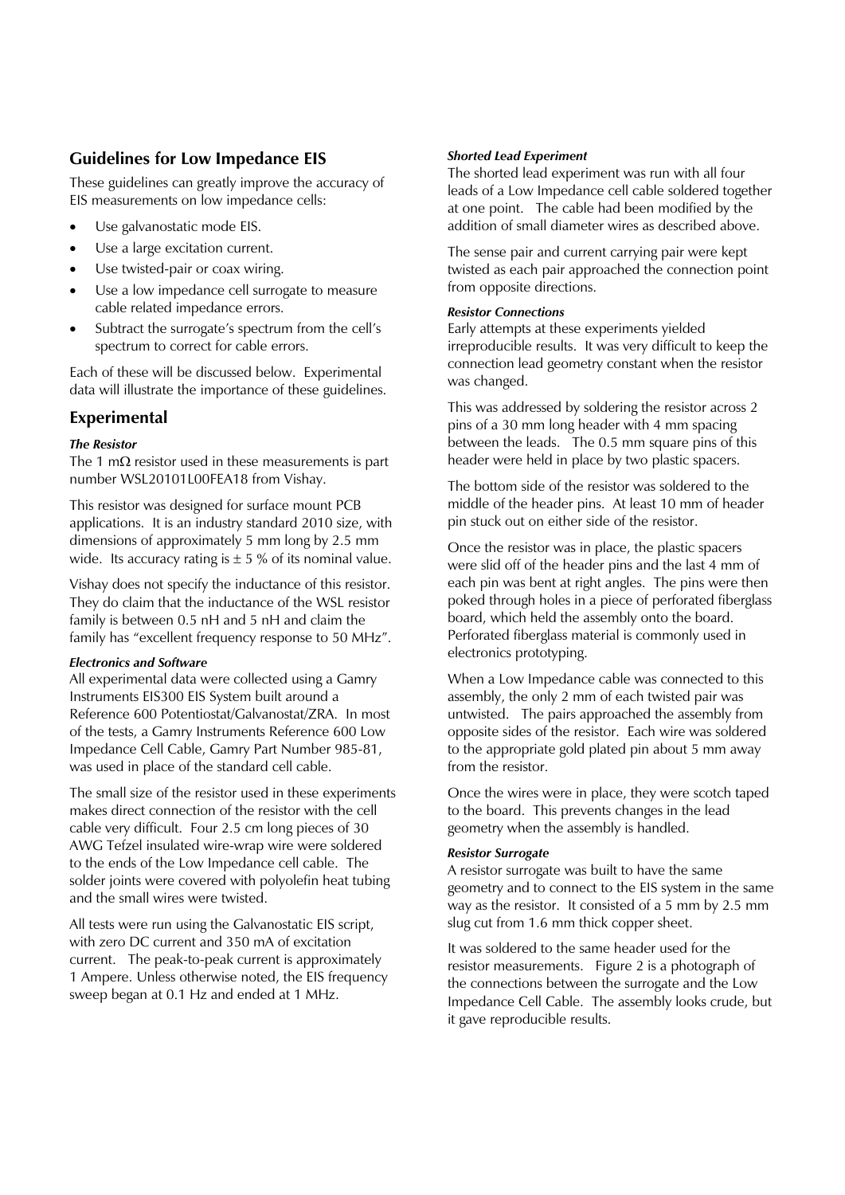## Guidelines for Low Impedance EIS

These guidelines can greatly improve the accuracy of EIS measurements on low impedance cells:

- Use galvanostatic mode EIS.
- Use a large excitation current.
- Use twisted-pair or coax wiring.
- Use a low impedance cell surrogate to measure cable related impedance errors.
- Subtract the surrogate's spectrum from the cell's spectrum to correct for cable errors.

Each of these will be discussed below. Experimental data will illustrate the importance of these guidelines.

## Experimental

#### *The Resistor*

The 1 mΩ resistor used in these measurements is part number WSL20101L00FEA18 from Vishay.

This resistor was designed for surface mount PCB applications. It is an industry standard 2010 size, with dimensions of approximately 5 mm long by 2.5 mm wide. Its accuracy rating is ± 5 % of its nominal value.

Vishay does not specify the inductance of this resistor. They do claim that the inductance of the WSL resistor family is between 0.5 nH and 5 nH and claim the family has "excellent frequency response to 50 MHz".

#### *Electronics and Software*

All experimental data were collected using a Gamry Instruments EIS300 EIS System built around a Reference 600 Potentiostat/Galvanostat/ZRA. In most of the tests, a Gamry Instruments Reference 600 Low Impedance Cell Cable, Gamry Part Number 985-81, was used in place of the standard cell cable.

The small size of the resistor used in these experiments makes direct connection of the resistor with the cell cable very difficult. Four 2.5 cm long pieces of 30 AWG Tefzel insulated wire-wrap wire were soldered to the ends of the Low Impedance cell cable. The solder joints were covered with polyolefin heat tubing and the small wires were twisted.

All tests were run using the Galvanostatic EIS script, with zero DC current and 350 mA of excitation current. The peak-to-peak current is approximately 1 Ampere. Unless otherwise noted, the EIS frequency sweep began at 0.1 Hz and ended at 1 MHz.

#### *Shorted Lead Experiment*

The shorted lead experiment was run with all four leads of a Low Impedance cell cable soldered together at one point. The cable had been modified by the addition of small diameter wires as described above.

The sense pair and current carrying pair were kept twisted as each pair approached the connection point from opposite directions.

#### *Resistor Connections*

Early attempts at these experiments yielded irreproducible results. It was very difficult to keep the connection lead geometry constant when the resistor was changed.

This was addressed by soldering the resistor across 2 pins of a 30 mm long header with 4 mm spacing between the leads. The 0.5 mm square pins of this header were held in place by two plastic spacers.

The bottom side of the resistor was soldered to the middle of the header pins. At least 10 mm of header pin stuck out on either side of the resistor.

Once the resistor was in place, the plastic spacers were slid off of the header pins and the last 4 mm of each pin was bent at right angles. The pins were then poked through holes in a piece of perforated fiberglass board, which held the assembly onto the board. Perforated fiberglass material is commonly used in electronics prototyping.

When a Low Impedance cable was connected to this assembly, the only 2 mm of each twisted pair was untwisted. The pairs approached the assembly from opposite sides of the resistor. Each wire was soldered to the appropriate gold plated pin about 5 mm away from the resistor.

Once the wires were in place, they were scotch taped to the board. This prevents changes in the lead geometry when the assembly is handled.

#### *Resistor Surrogate*

A resistor surrogate was built to have the same geometry and to connect to the EIS system in the same way as the resistor. It consisted of a 5 mm by 2.5 mm slug cut from 1.6 mm thick copper sheet.

It was soldered to the same header used for the resistor measurements. Figure 2 is a photograph of the connections between the surrogate and the Low Impedance Cell Cable. The assembly looks crude, but it gave reproducible results.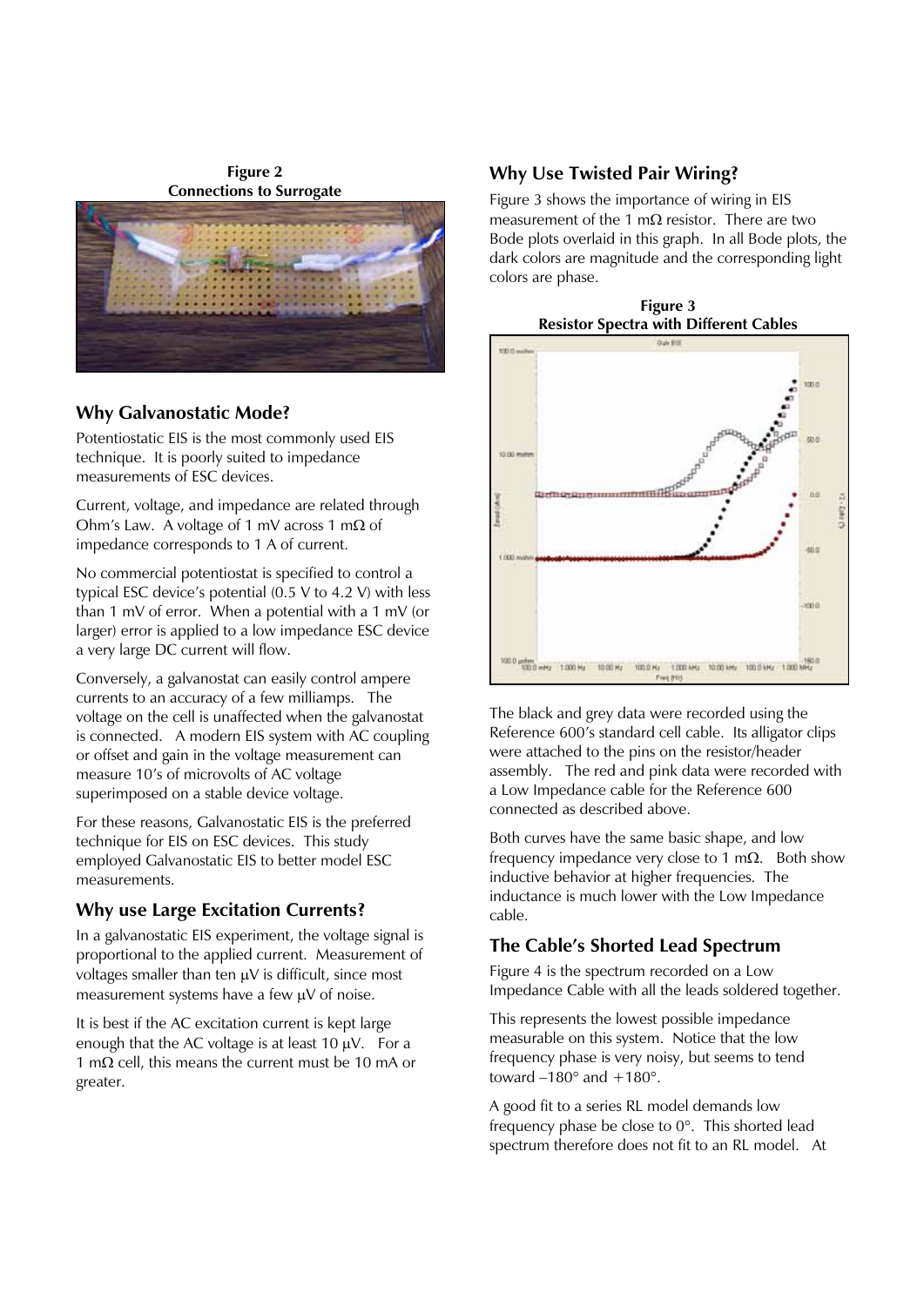**Figure 2**
**Connections to Surrogate**

## Why Galvanostatic Mode?

Potentiostatic EIS is the most commonly used EIS technique. It is poorly suited to impedance measurements of ESC devices.

Current, voltage, and impedance are related through Ohm's Law. A voltage of 1 mV across 1 mΩ of impedance corresponds to 1 A of current.

No commercial potentiostat is specified to control a typical ESC device's potential (0.5 V to 4.2 V) with less than 1 mV of error. When a potential with a 1 mV (or larger) error is applied to a low impedance ESC device a very large DC current will flow.

Conversely, a galvanostat can easily control ampere currents to an accuracy of a few milliamps. The voltage on the cell is unaffected when the galvanostat is connected. A modern EIS system with AC coupling or offset and gain in the voltage measurement can measure 10's of microvolts of AC voltage superimposed on a stable device voltage.

For these reasons, Galvanostatic EIS is the preferred technique for EIS on ESC devices. This study employed Galvanostatic EIS to better model ESC measurements.

## Why use Large Excitation Currents?

In a galvanostatic EIS experiment, the voltage signal is proportional to the applied current. Measurement of voltages smaller than ten µV is difficult, since most measurement systems have a few µV of noise.

It is best if the AC excitation current is kept large enough that the AC voltage is at least 10 µV. For a 1 mΩ cell, this means the current must be 10 mA or greater.

## Why Use Twisted Pair Wiring?

Figure 3 shows the importance of wiring in EIS measurement of the 1 mΩ resistor. There are two Bode plots overlaid in this graph. In all Bode plots, the dark colors are magnitude and the corresponding light colors are phase.

**Figure 3**
**Resistor Spectra with Different Cables**

The black and grey data were recorded using the Reference 600's standard cell cable. Its alligator clips were attached to the pins on the resistor/header assembly. The red and pink data were recorded with a Low Impedance cable for the Reference 600 connected as described above.

Both curves have the same basic shape, and low frequency impedance very close to 1 mΩ. Both show inductive behavior at higher frequencies. The inductance is much lower with the Low Impedance cable.

## The Cable's Shorted Lead Spectrum

Figure 4 is the spectrum recorded on a Low Impedance Cable with all the leads soldered together.

This represents the lowest possible impedance measurable on this system. Notice that the low frequency phase is very noisy, but seems to tend toward –180° and +180°.

A good fit to a series RL model demands low frequency phase be close to 0°. This shorted lead spectrum therefore does not fit to an RL model. At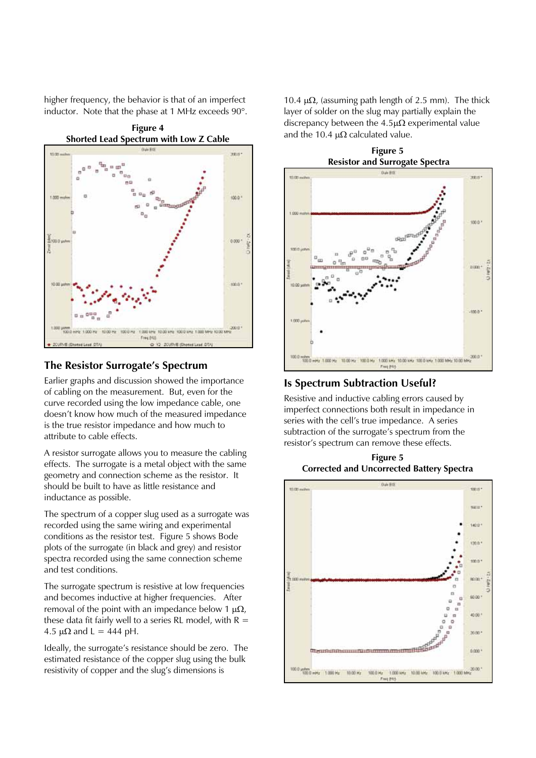higher frequency, the behavior is that of an imperfect inductor. Note that the phase at 1 MHz exceeds 90°.

**Figure 4**
**Shorted Lead Spectrum with Low Z Cable**

## The Resistor Surrogate's Spectrum

Earlier graphs and discussion showed the importance of cabling on the measurement. But, even for the curve recorded using the low impedance cable, one doesn't know how much of the measured impedance is the true resistor impedance and how much to attribute to cable effects.

A resistor surrogate allows you to measure the cabling effects. The surrogate is a metal object with the same geometry and connection scheme as the resistor. It should be built to have as little resistance and inductance as possible.

The spectrum of a copper slug used as a surrogate was recorded using the same wiring and experimental conditions as the resistor test. Figure 5 shows Bode plots of the surrogate (in black and grey) and resistor spectra recorded using the same connection scheme and test conditions.

The surrogate spectrum is resistive at low frequencies and becomes inductive at higher frequencies. After removal of the point with an impedance below 1 μΩ, these data fit fairly well to a series RL model, with R = 4.5 μΩ and L = 444 pH.

Ideally, the surrogate's resistance should be zero. The estimated resistance of the copper slug using the bulk resistivity of copper and the slug's dimensions is 10.4 μΩ, (assuming path length of 2.5 mm). The thick layer of solder on the slug may partially explain the discrepancy between the 4.5μΩ experimental value and the 10.4 μΩ calculated value.

**Figure 5**
**Resistor and Surrogate Spectra**

## Is Spectrum Subtraction Useful?

Resistive and inductive cabling errors caused by imperfect connections both result in impedance in series with the cell's true impedance. A series subtraction of the surrogate's spectrum from the resistor's spectrum can remove these effects.

**Figure 5**
**Corrected and Uncorrected Battery Spectra**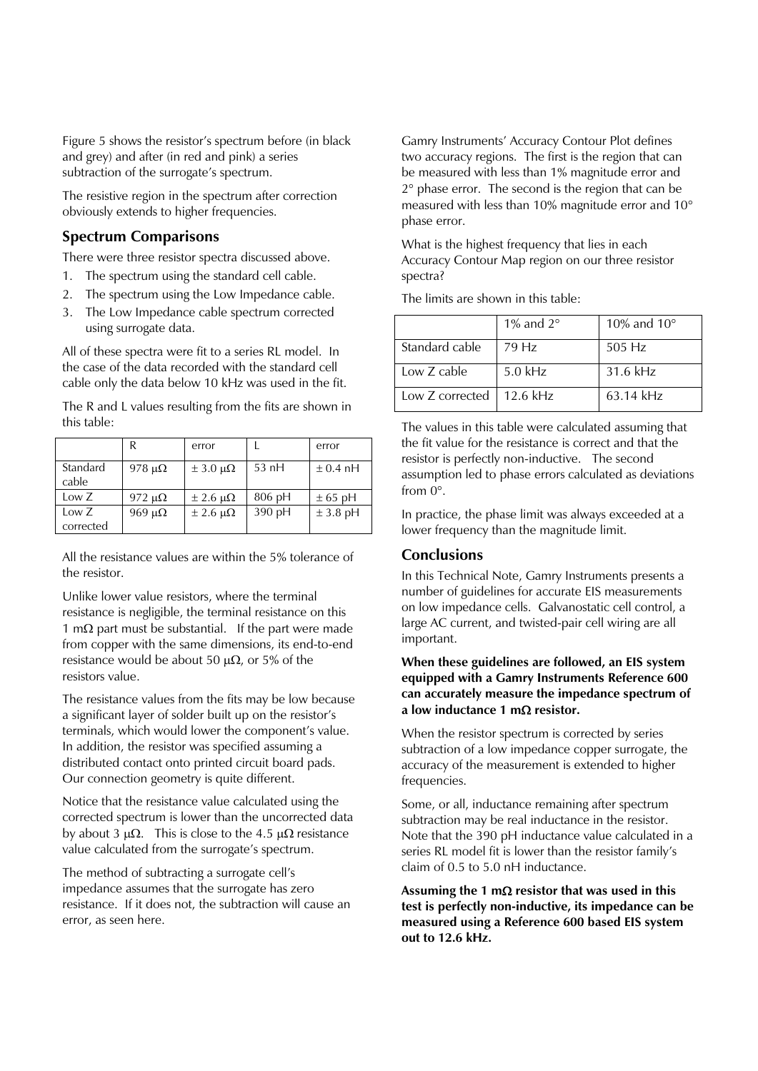Figure 5 shows the resistor's spectrum before (in black and grey) and after (in red and pink) a series subtraction of the surrogate's spectrum.

The resistive region in the spectrum after correction obviously extends to higher frequencies.

## Spectrum Comparisons

There were three resistor spectra discussed above.

1. The spectrum using the standard cell cable.
2. The spectrum using the Low Impedance cable.
3. The Low Impedance cable spectrum corrected using surrogate data.

All of these spectra were fit to a series RL model. In the case of the data recorded with the standard cell cable only the data below 10 kHz was used in the fit.

The R and L values resulting from the fits are shown in this table:

| | R | error | L | error |
|---|---|---|---|---|
| Standard cable | 978 μΩ | ± 3.0 μΩ | 53 nH | ± 0.4 nH |
| Low Z | 972 μΩ | ± 2.6 μΩ | 806 pH | ± 65 pH |
| Low Z corrected | 969 μΩ | ± 2.6 μΩ | 390 pH | ± 3.8 pH |

All the resistance values are within the 5% tolerance of the resistor.

Unlike lower value resistors, where the terminal resistance is negligible, the terminal resistance on this 1 mΩ part must be substantial. If the part were made from copper with the same dimensions, its end-to-end resistance would be about 50 μΩ, or 5% of the resistors value.

The resistance values from the fits may be low because a significant layer of solder built up on the resistor's terminals, which would lower the component's value. In addition, the resistor was specified assuming a distributed contact onto printed circuit board pads. Our connection geometry is quite different.

Notice that the resistance value calculated using the corrected spectrum is lower than the uncorrected data by about 3 μΩ. This is close to the 4.5 μΩ resistance value calculated from the surrogate's spectrum.

The method of subtracting a surrogate cell's impedance assumes that the surrogate has zero resistance. If it does not, the subtraction will cause an error, as seen here.

Gamry Instruments' Accuracy Contour Plot defines two accuracy regions. The first is the region that can be measured with less than 1% magnitude error and 2° phase error. The second is the region that can be measured with less than 10% magnitude error and 10° phase error.

What is the highest frequency that lies in each Accuracy Contour Map region on our three resistor spectra?

The limits are shown in this table:

| | 1% and 2° | 10% and 10° |
|---|---|---|
| Standard cable | 79 Hz | 505 Hz |
| Low Z cable | 5.0 kHz | 31.6 kHz |
| Low Z corrected | 12.6 kHz | 63.14 kHz |

The values in this table were calculated assuming that the fit value for the resistance is correct and that the resistor is perfectly non-inductive. The second assumption led to phase errors calculated as deviations from 0°.

In practice, the phase limit was always exceeded at a lower frequency than the magnitude limit.

## Conclusions

In this Technical Note, Gamry Instruments presents a number of guidelines for accurate EIS measurements on low impedance cells. Galvanostatic cell control, a large AC current, and twisted-pair cell wiring are all important.

**When these guidelines are followed, an EIS system equipped with a Gamry Instruments Reference 600 can accurately measure the impedance spectrum of a low inductance 1 mΩ resistor.**

When the resistor spectrum is corrected by series subtraction of a low impedance copper surrogate, the accuracy of the measurement is extended to higher frequencies.

Some, or all, inductance remaining after spectrum subtraction may be real inductance in the resistor. Note that the 390 pH inductance value calculated in a series RL model fit is lower than the resistor family's claim of 0.5 to 5.0 nH inductance.

**Assuming the 1 mΩ resistor that was used in this test is perfectly non-inductive, its impedance can be measured using a Reference 600 based EIS system out to 12.6 kHz.**